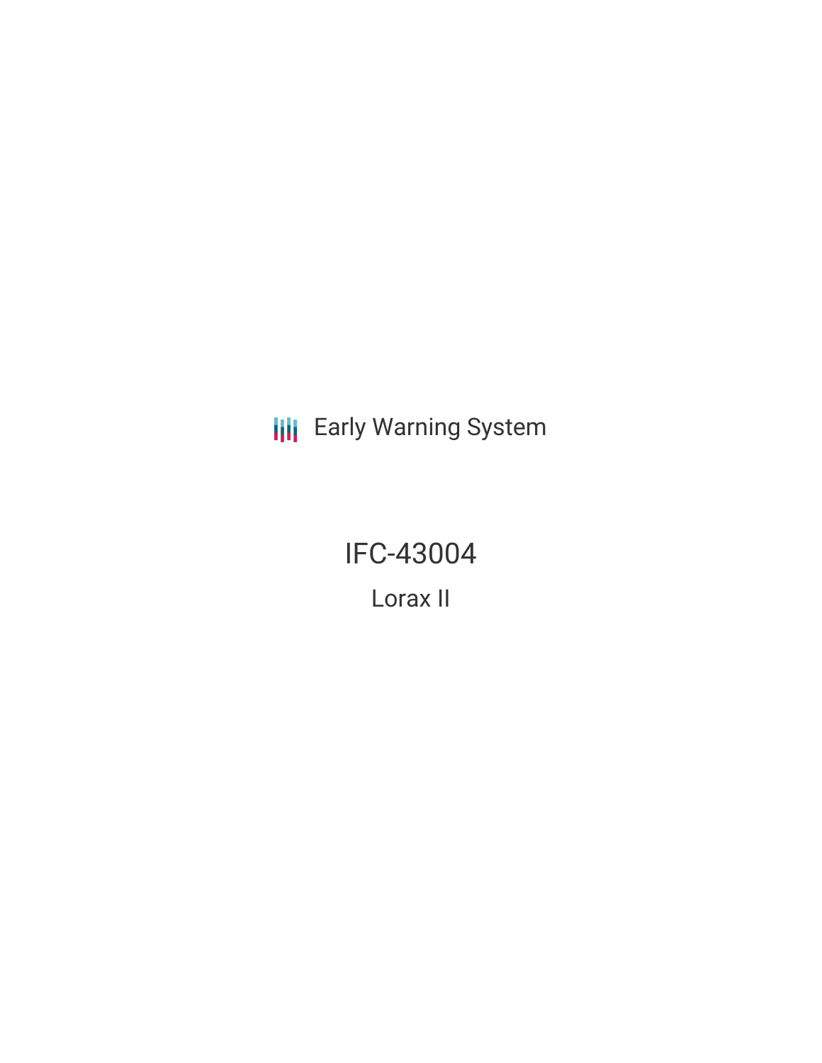Early Warning System

# IFC-43004

## Lorax II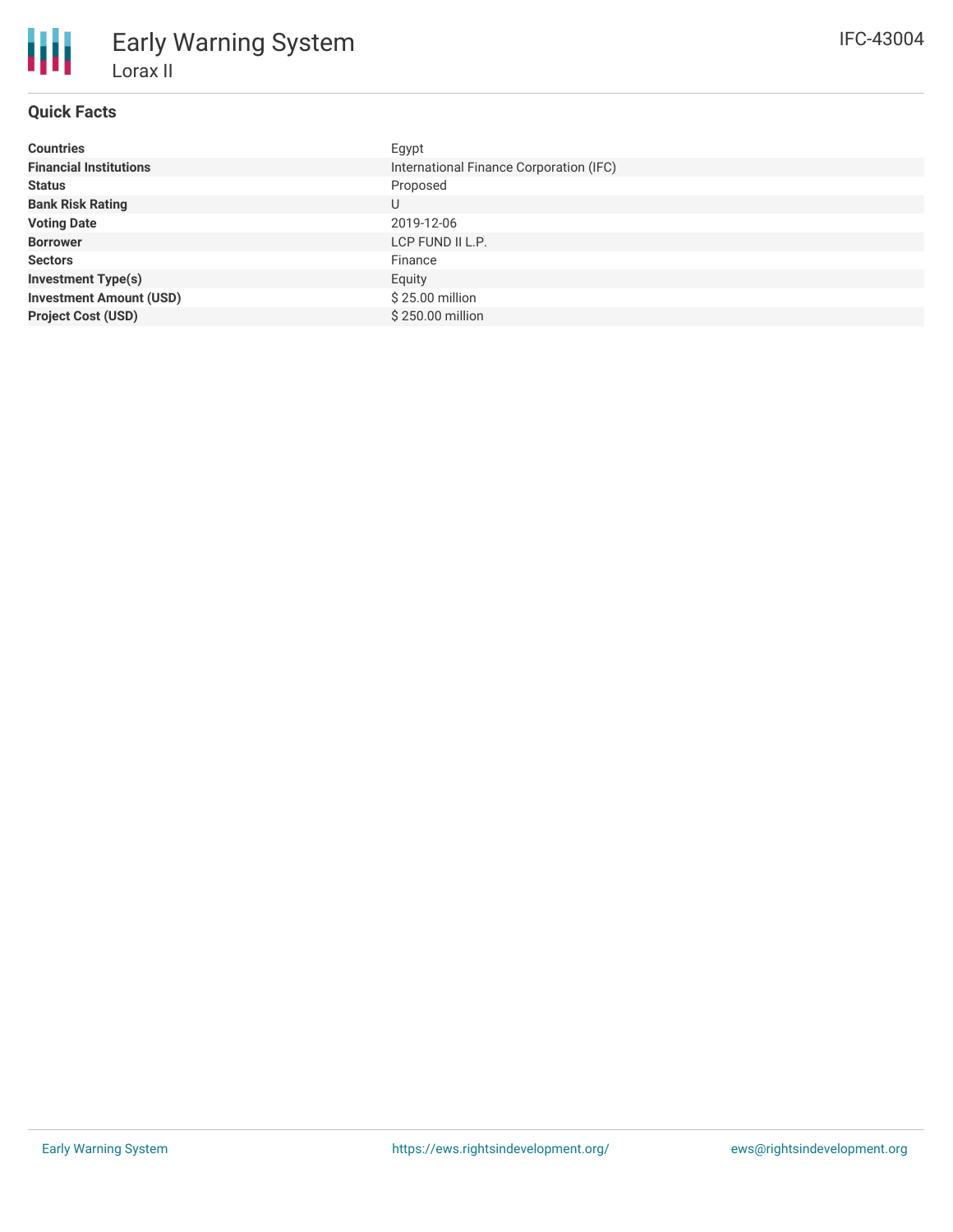# Early Warning System

## Lorax II

IFC-43004

### Quick Facts

| | |
|---|---|
| **Countries** | Egypt |
| **Financial Institutions** | International Finance Corporation (IFC) |
| **Status** | Proposed |
| **Bank Risk Rating** | U |
| **Voting Date** | 2019-12-06 |
| **Borrower** | LCP FUND II L.P. |
| **Sectors** | Finance |
| **Investment Type(s)** | Equity |
| **Investment Amount (USD)** | $ 25.00 million |
| **Project Cost (USD)** | $ 250.00 million |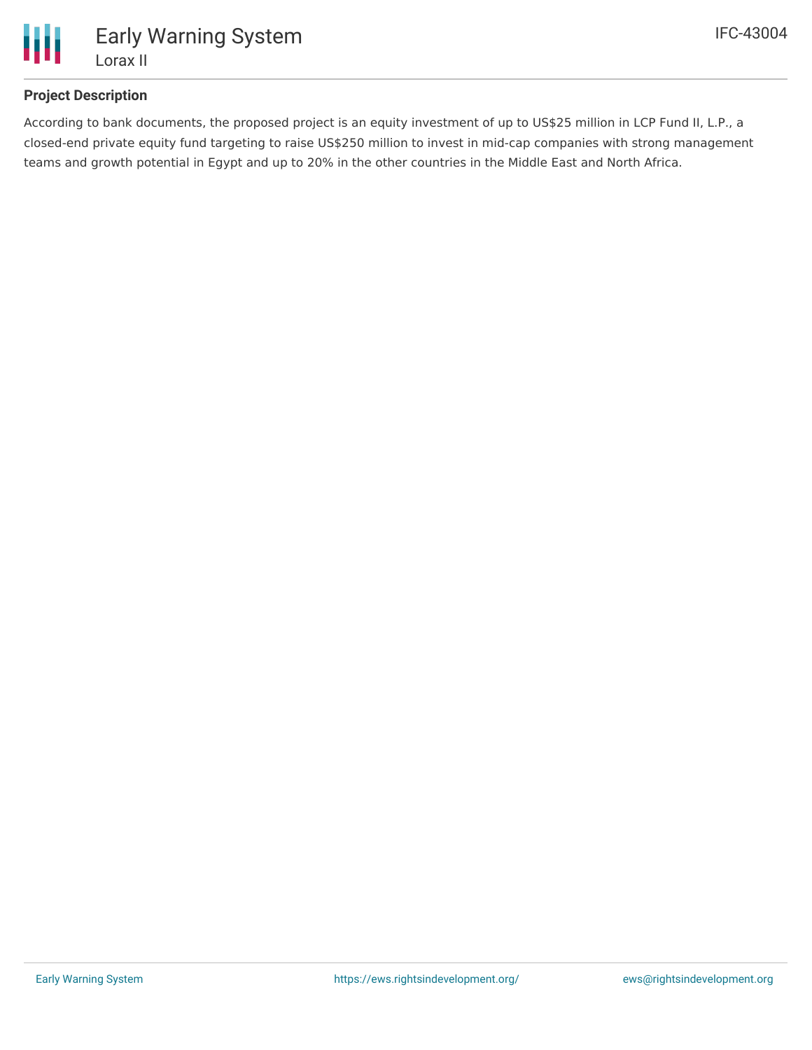## Project Description

According to bank documents, the proposed project is an equity investment of up to US$25 million in LCP Fund II, L.P., a closed-end private equity fund targeting to raise US$250 million to invest in mid-cap companies with strong management teams and growth potential in Egypt and up to 20% in the other countries in the Middle East and North Africa.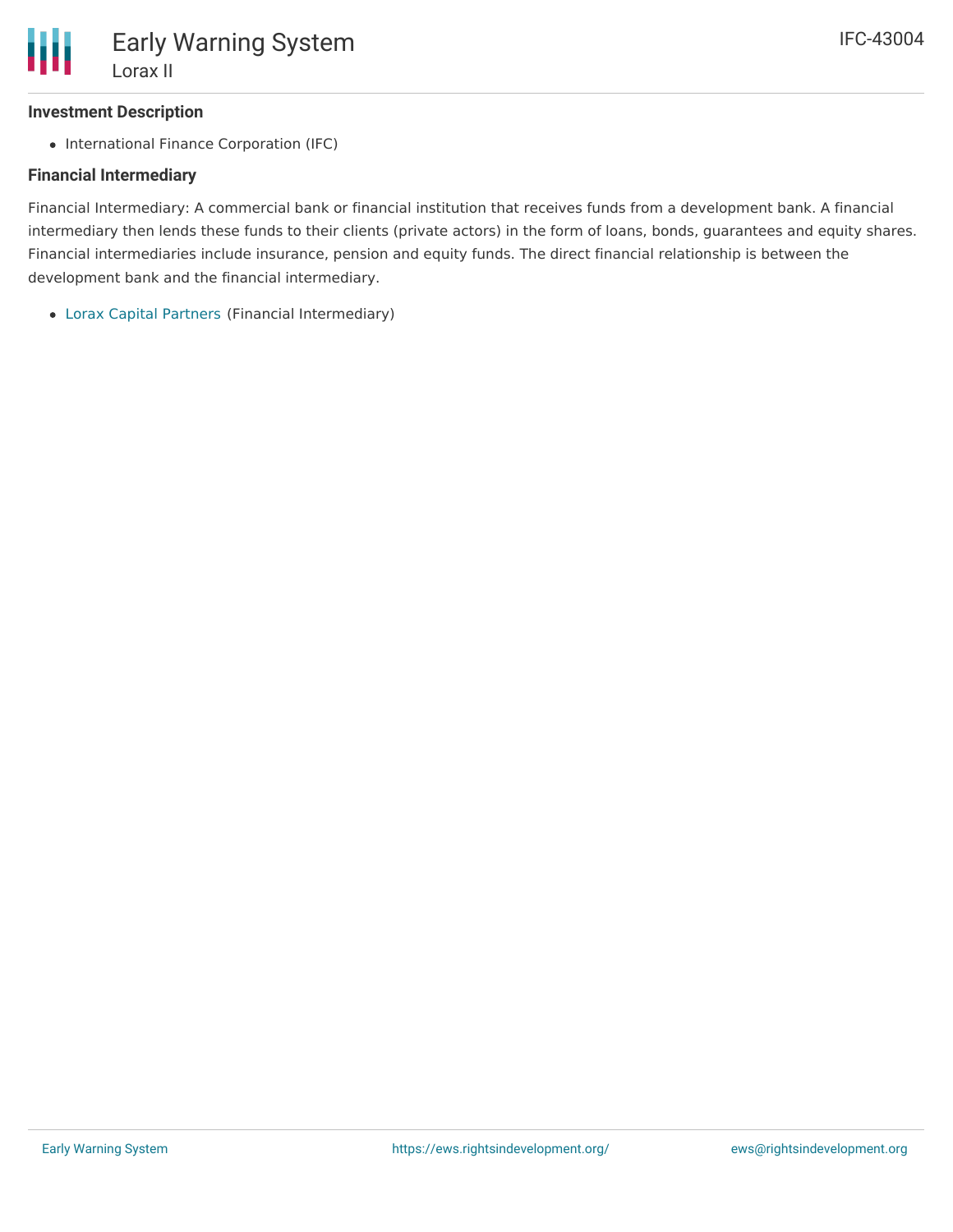### Investment Description

- International Finance Corporation (IFC)

### Financial Intermediary

Financial Intermediary: A commercial bank or financial institution that receives funds from a development bank. A financial intermediary then lends these funds to their clients (private actors) in the form of loans, bonds, guarantees and equity shares. Financial intermediaries include insurance, pension and equity funds. The direct financial relationship is between the development bank and the financial intermediary.

- Lorax Capital Partners (Financial Intermediary)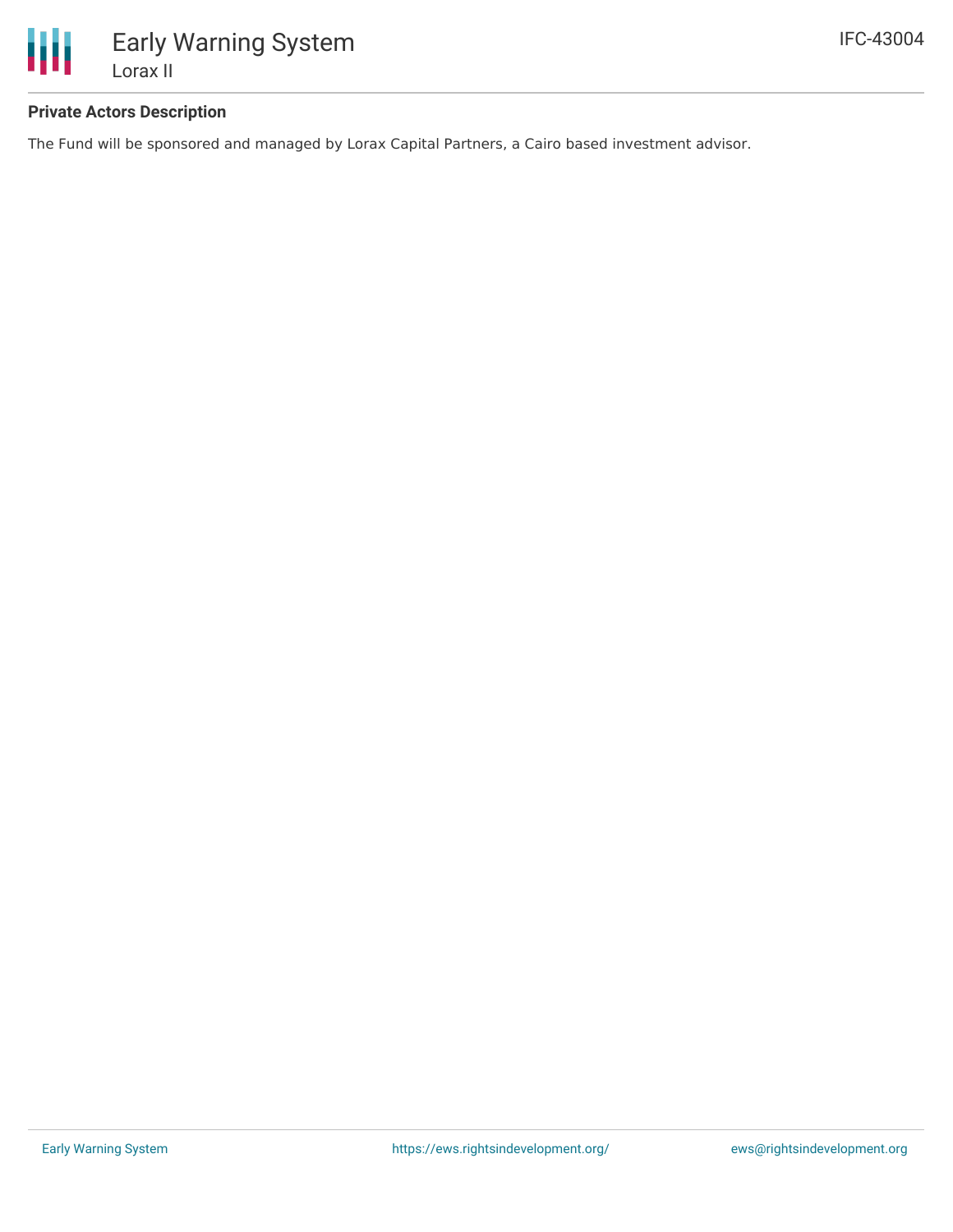### Private Actors Description

The Fund will be sponsored and managed by Lorax Capital Partners, a Cairo based investment advisor.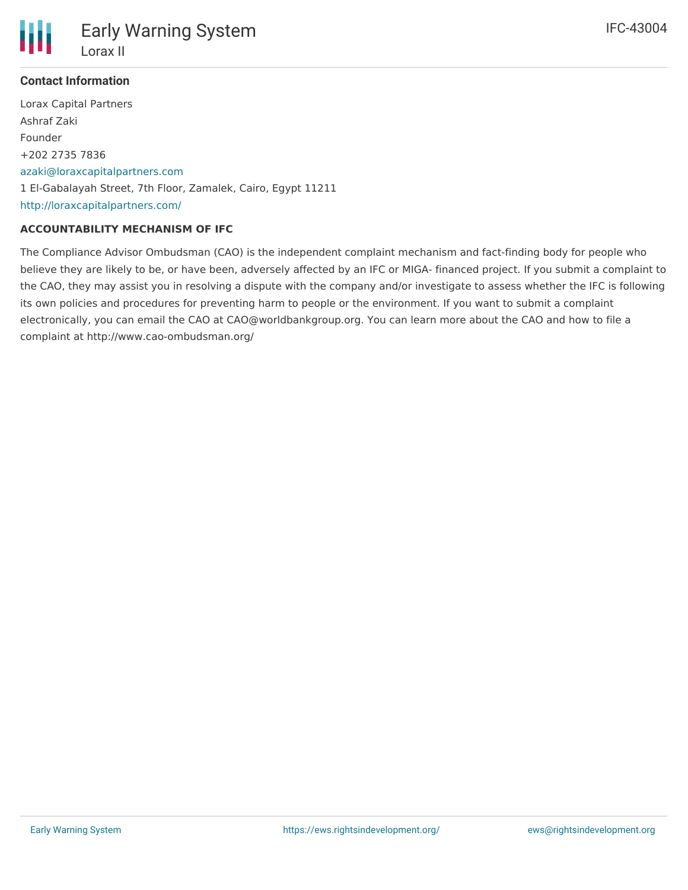### Contact Information

Lorax Capital Partners
Ashraf Zaki
Founder
+202 2735 7836
azaki@loraxcapitalpartners.com
1 El-Gabalayah Street, 7th Floor, Zamalek, Cairo, Egypt 11211
http://loraxcapitalpartners.com/

### ACCOUNTABILITY MECHANISM OF IFC

The Compliance Advisor Ombudsman (CAO) is the independent complaint mechanism and fact-finding body for people who believe they are likely to be, or have been, adversely affected by an IFC or MIGA- financed project. If you submit a complaint to the CAO, they may assist you in resolving a dispute with the company and/or investigate to assess whether the IFC is following its own policies and procedures for preventing harm to people or the environment. If you want to submit a complaint electronically, you can email the CAO at CAO@worldbankgroup.org. You can learn more about the CAO and how to file a complaint at http://www.cao-ombudsman.org/